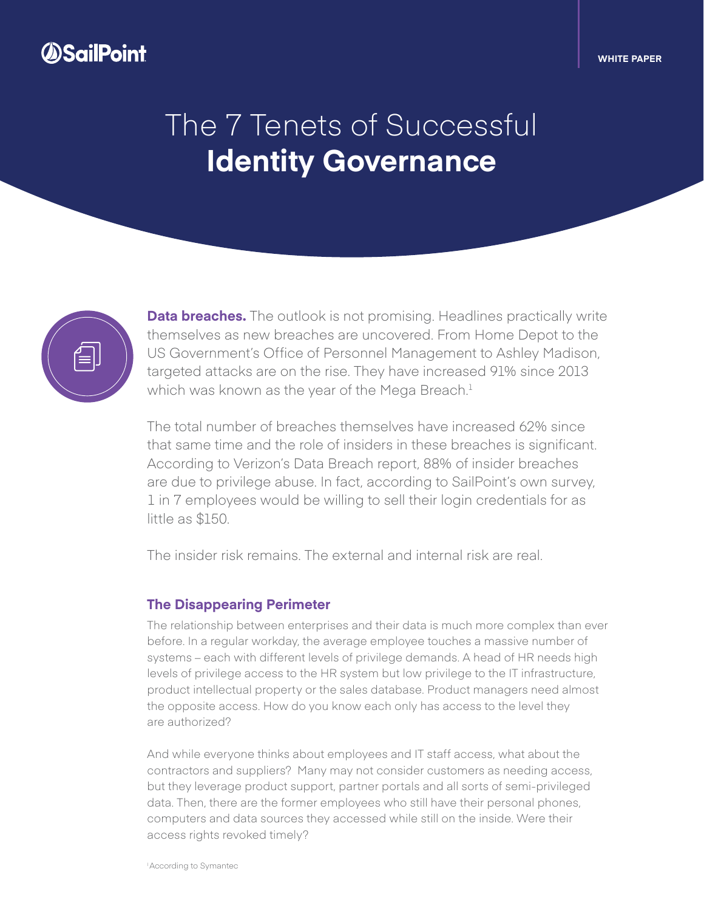WHITE PAPER

# The 7 Tenets of Successful **Identity Governance**

**Data breaches.** The outlook is not promising. Headlines practically write themselves as new breaches are uncovered. From Home Depot to the US Government's Office of Personnel Management to Ashley Madison, targeted attacks are on the rise. They have increased 91% since 2013 which was known as the year of the Mega Breach.[1]

The total number of breaches themselves have increased 62% since that same time and the role of insiders in these breaches is significant. According to Verizon's Data Breach report, 88% of insider breaches are due to privilege abuse. In fact, according to SailPoint's own survey, 1 in 7 employees would be willing to sell their login credentials for as little as $150.

The insider risk remains. The external and internal risk are real.

## The Disappearing Perimeter

The relationship between enterprises and their data is much more complex than ever before. In a regular workday, the average employee touches a massive number of systems – each with different levels of privilege demands. A head of HR needs high levels of privilege access to the HR system but low privilege to the IT infrastructure, product intellectual property or the sales database. Product managers need almost the opposite access. How do you know each only has access to the level they are authorized?

And while everyone thinks about employees and IT staff access, what about the contractors and suppliers? Many may not consider customers as needing access, but they leverage product support, partner portals and all sorts of semi-privileged data. Then, there are the former employees who still have their personal phones, computers and data sources they accessed while still on the inside. Were their access rights revoked timely?

[1] According to Symantec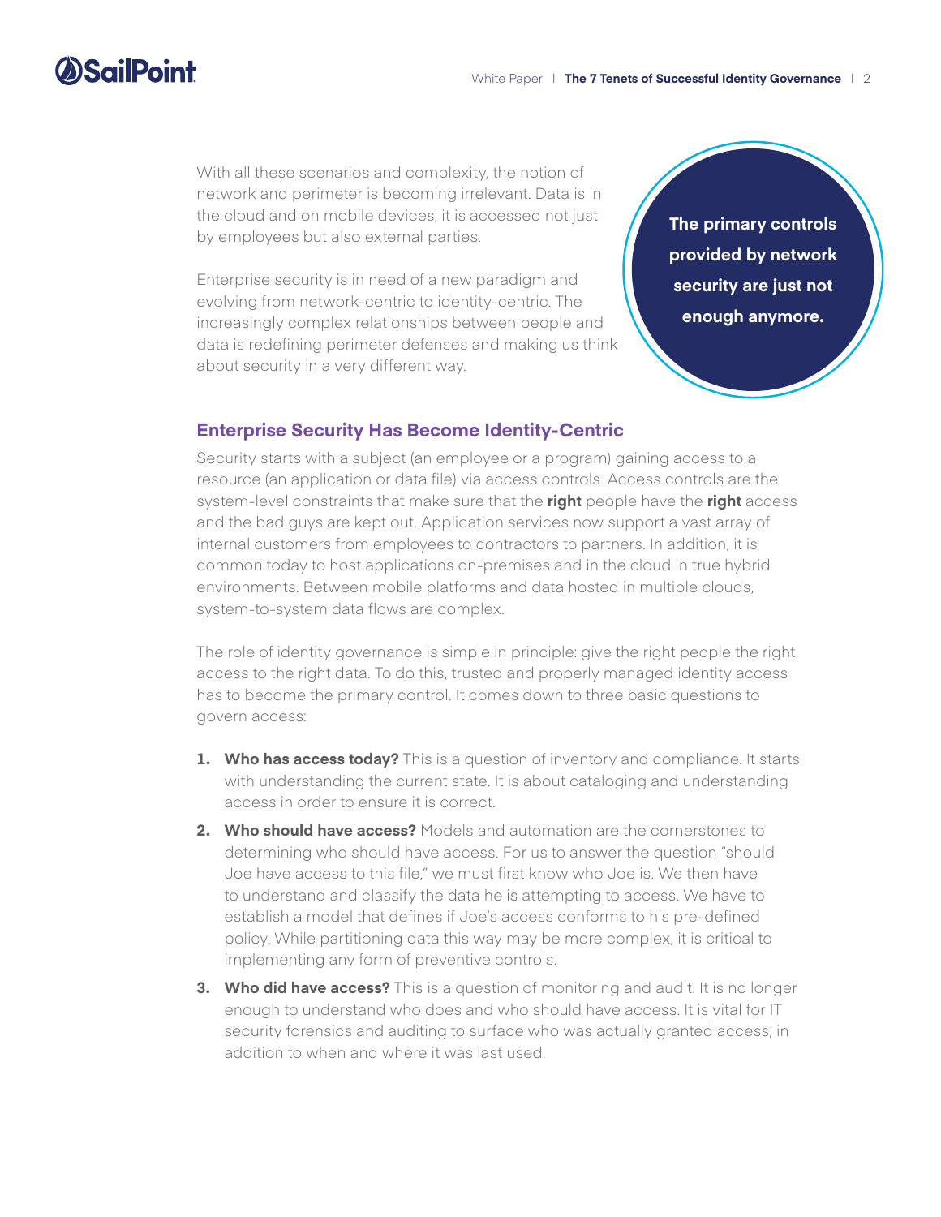With all these scenarios and complexity, the notion of network and perimeter is becoming irrelevant. Data is in the cloud and on mobile devices; it is accessed not just by employees but also external parties.

Enterprise security is in need of a new paradigm and evolving from network-centric to identity-centric. The increasingly complex relationships between people and data is redefining perimeter defenses and making us think about security in a very different way.

**The primary controls provided by network security are just not enough anymore.**

## Enterprise Security Has Become Identity-Centric

Security starts with a subject (an employee or a program) gaining access to a resource (an application or data file) via access controls. Access controls are the system-level constraints that make sure that the **right** people have the **right** access and the bad guys are kept out. Application services now support a vast array of internal customers from employees to contractors to partners. In addition, it is common today to host applications on-premises and in the cloud in true hybrid environments. Between mobile platforms and data hosted in multiple clouds, system-to-system data flows are complex.

The role of identity governance is simple in principle: give the right people the right access to the right data. To do this, trusted and properly managed identity access has to become the primary control. It comes down to three basic questions to govern access:

1. **Who has access today?** This is a question of inventory and compliance. It starts with understanding the current state. It is about cataloging and understanding access in order to ensure it is correct.
2. **Who should have access?** Models and automation are the cornerstones to determining who should have access. For us to answer the question "should Joe have access to this file," we must first know who Joe is. We then have to understand and classify the data he is attempting to access. We have to establish a model that defines if Joe's access conforms to his pre-defined policy. While partitioning data this way may be more complex, it is critical to implementing any form of preventive controls.
3. **Who did have access?** This is a question of monitoring and audit. It is no longer enough to understand who does and who should have access. It is vital for IT security forensics and auditing to surface who was actually granted access, in addition to when and where it was last used.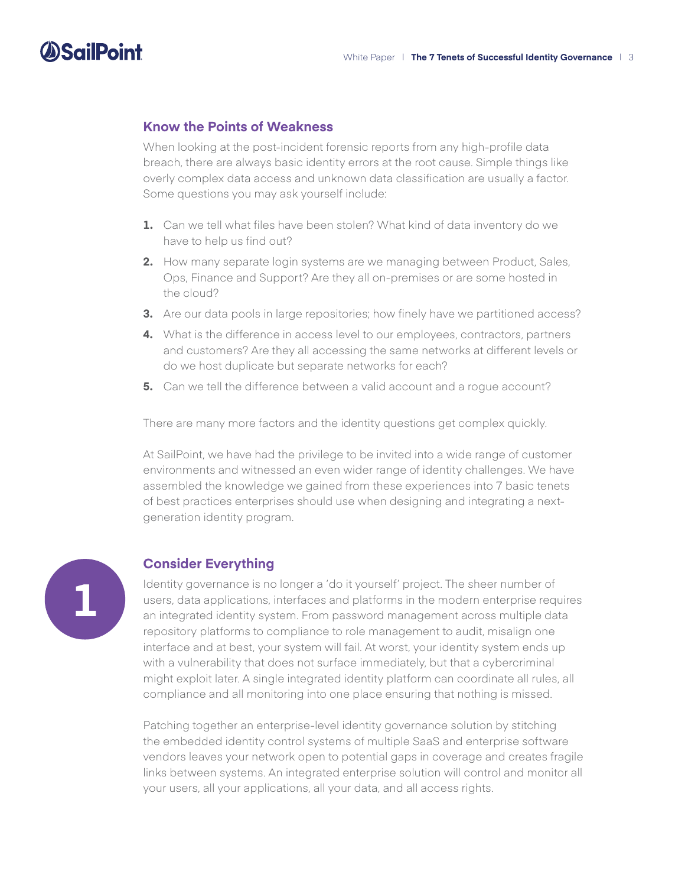## Know the Points of Weakness

When looking at the post-incident forensic reports from any high-profile data breach, there are always basic identity errors at the root cause. Simple things like overly complex data access and unknown data classification are usually a factor. Some questions you may ask yourself include:

1. Can we tell what files have been stolen? What kind of data inventory do we have to help us find out?
2. How many separate login systems are we managing between Product, Sales, Ops, Finance and Support? Are they all on-premises or are some hosted in the cloud?
3. Are our data pools in large repositories; how finely have we partitioned access?
4. What is the difference in access level to our employees, contractors, partners and customers? Are they all accessing the same networks at different levels or do we host duplicate but separate networks for each?
5. Can we tell the difference between a valid account and a rogue account?

There are many more factors and the identity questions get complex quickly.

At SailPoint, we have had the privilege to be invited into a wide range of customer environments and witnessed an even wider range of identity challenges. We have assembled the knowledge we gained from these experiences into 7 basic tenets of best practices enterprises should use when designing and integrating a next-generation identity program.

## 1 Consider Everything

Identity governance is no longer a 'do it yourself' project. The sheer number of users, data applications, interfaces and platforms in the modern enterprise requires an integrated identity system. From password management across multiple data repository platforms to compliance to role management to audit, misalign one interface and at best, your system will fail. At worst, your identity system ends up with a vulnerability that does not surface immediately, but that a cybercriminal might exploit later. A single integrated identity platform can coordinate all rules, all compliance and all monitoring into one place ensuring that nothing is missed.

Patching together an enterprise-level identity governance solution by stitching the embedded identity control systems of multiple SaaS and enterprise software vendors leaves your network open to potential gaps in coverage and creates fragile links between systems. An integrated enterprise solution will control and monitor all your users, all your applications, all your data, and all access rights.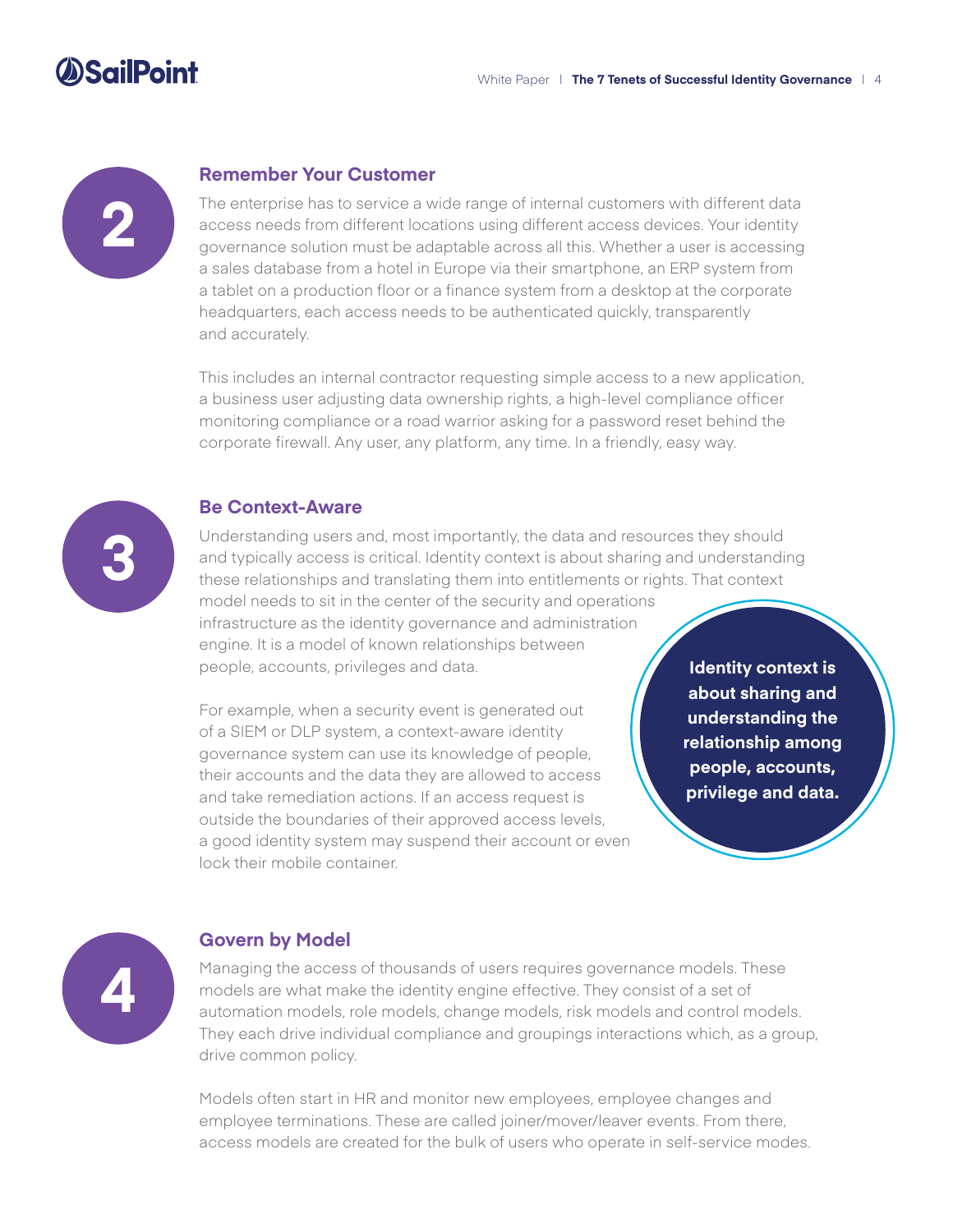## 2 Remember Your Customer

The enterprise has to service a wide range of internal customers with different data access needs from different locations using different access devices. Your identity governance solution must be adaptable across all this. Whether a user is accessing a sales database from a hotel in Europe via their smartphone, an ERP system from a tablet on a production floor or a finance system from a desktop at the corporate headquarters, each access needs to be authenticated quickly, transparently and accurately.

This includes an internal contractor requesting simple access to a new application, a business user adjusting data ownership rights, a high-level compliance officer monitoring compliance or a road warrior asking for a password reset behind the corporate firewall. Any user, any platform, any time. In a friendly, easy way.

## 3 Be Context-Aware

Understanding users and, most importantly, the data and resources they should and typically access is critical. Identity context is about sharing and understanding these relationships and translating them into entitlements or rights. That context model needs to sit in the center of the security and operations infrastructure as the identity governance and administration engine. It is a model of known relationships between people, accounts, privileges and data.

For example, when a security event is generated out of a SIEM or DLP system, a context-aware identity governance system can use its knowledge of people, their accounts and the data they are allowed to access and take remediation actions. If an access request is outside the boundaries of their approved access levels, a good identity system may suspend their account or even lock their mobile container.

**Identity context is about sharing and understanding the relationship among people, accounts, privilege and data.**

## 4 Govern by Model

Managing the access of thousands of users requires governance models. These models are what make the identity engine effective. They consist of a set of automation models, role models, change models, risk models and control models. They each drive individual compliance and groupings interactions which, as a group, drive common policy.

Models often start in HR and monitor new employees, employee changes and employee terminations. These are called joiner/mover/leaver events. From there, access models are created for the bulk of users who operate in self-service modes.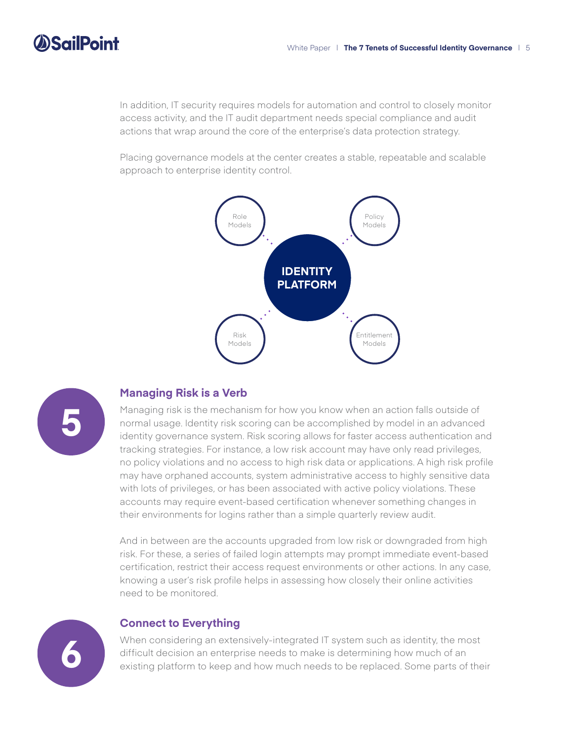In addition, IT security requires models for automation and control to closely monitor access activity, and the IT audit department needs special compliance and audit actions that wrap around the core of the enterprise's data protection strategy.

Placing governance models at the center creates a stable, repeatable and scalable approach to enterprise identity control.

Role Models

Policy Models

IDENTITY PLATFORM

Risk Models

Entitlement Models

## 5 Managing Risk is a Verb

Managing risk is the mechanism for how you know when an action falls outside of normal usage. Identity risk scoring can be accomplished by model in an advanced identity governance system. Risk scoring allows for faster access authentication and tracking strategies. For instance, a low risk account may have only read privileges, no policy violations and no access to high risk data or applications. A high risk profile may have orphaned accounts, system administrative access to highly sensitive data with lots of privileges, or has been associated with active policy violations. These accounts may require event-based certification whenever something changes in their environments for logins rather than a simple quarterly review audit.

And in between are the accounts upgraded from low risk or downgraded from high risk. For these, a series of failed login attempts may prompt immediate event-based certification, restrict their access request environments or other actions. In any case, knowing a user's risk profile helps in assessing how closely their online activities need to be monitored.

## 6 Connect to Everything

When considering an extensively-integrated IT system such as identity, the most difficult decision an enterprise needs to make is determining how much of an existing platform to keep and how much needs to be replaced. Some parts of their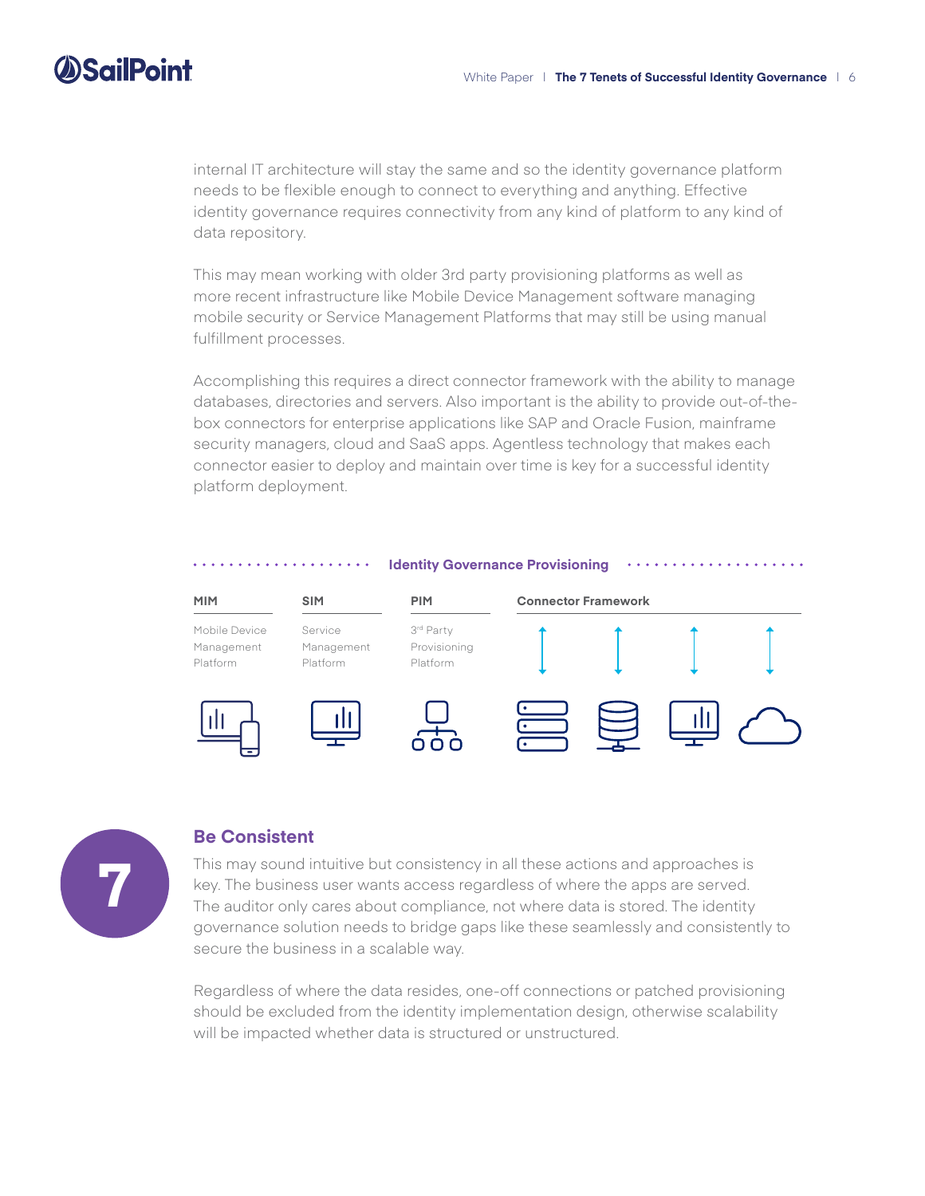internal IT architecture will stay the same and so the identity governance platform needs to be flexible enough to connect to everything and anything. Effective identity governance requires connectivity from any kind of platform to any kind of data repository.

This may mean working with older 3rd party provisioning platforms as well as more recent infrastructure like Mobile Device Management software managing mobile security or Service Management Platforms that may still be using manual fulfillment processes.

Accomplishing this requires a direct connector framework with the ability to manage databases, directories and servers. Also important is the ability to provide out-of-the-box connectors for enterprise applications like SAP and Oracle Fusion, mainframe security managers, cloud and SaaS apps. Agentless technology that makes each connector easier to deploy and maintain over time is key for a successful identity platform deployment.

**Identity Governance Provisioning**

| MIM | SIM | PIM | Connector Framework |
|---|---|---|---|
| Mobile Device Management Platform | Service Management Platform | 3rd Party Provisioning Platform | |

## 7 Be Consistent

This may sound intuitive but consistency in all these actions and approaches is key. The business user wants access regardless of where the apps are served. The auditor only cares about compliance, not where data is stored. The identity governance solution needs to bridge gaps like these seamlessly and consistently to secure the business in a scalable way.

Regardless of where the data resides, one-off connections or patched provisioning should be excluded from the identity implementation design, otherwise scalability will be impacted whether data is structured or unstructured.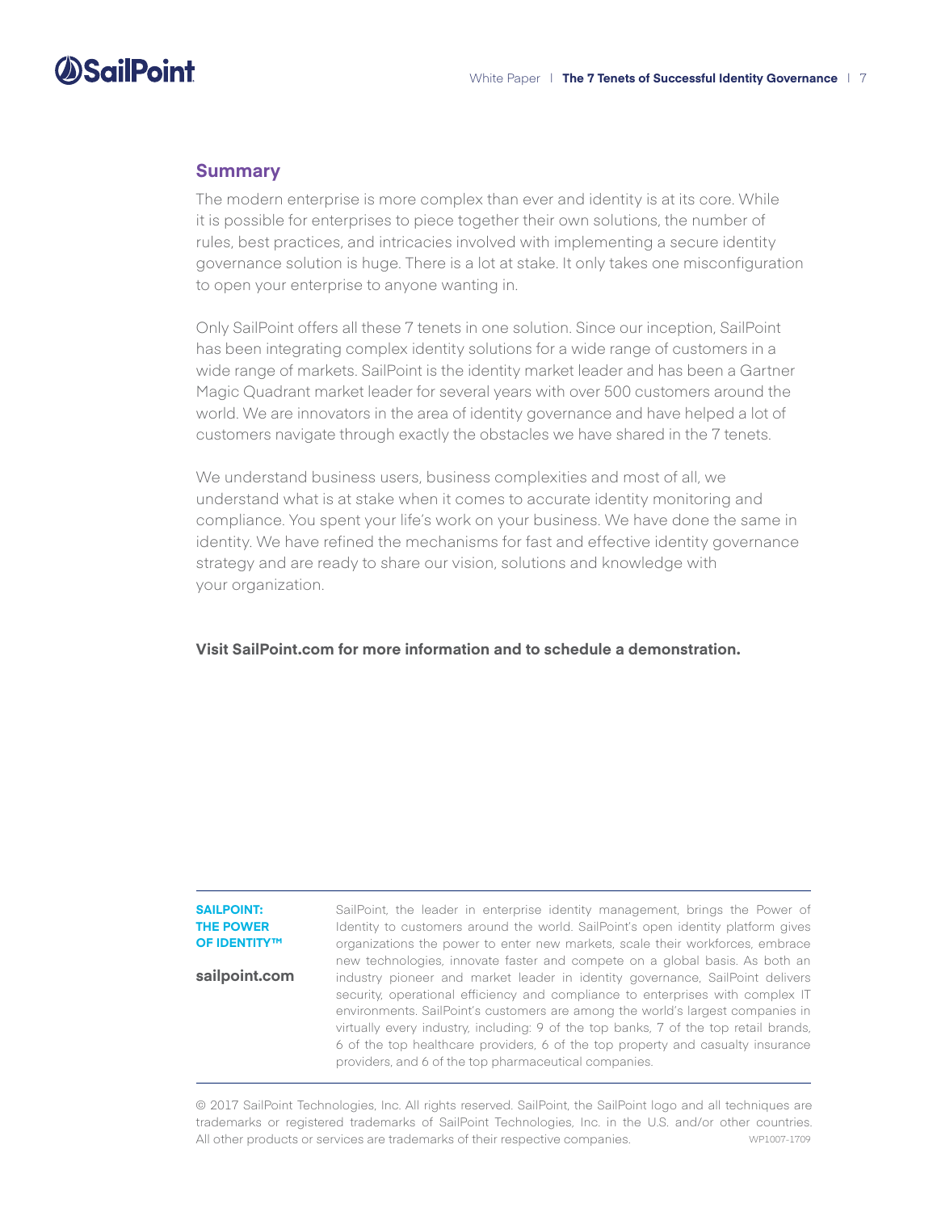## Summary

The modern enterprise is more complex than ever and identity is at its core. While it is possible for enterprises to piece together their own solutions, the number of rules, best practices, and intricacies involved with implementing a secure identity governance solution is huge. There is a lot at stake. It only takes one misconfiguration to open your enterprise to anyone wanting in.

Only SailPoint offers all these 7 tenets in one solution. Since our inception, SailPoint has been integrating complex identity solutions for a wide range of customers in a wide range of markets. SailPoint is the identity market leader and has been a Gartner Magic Quadrant market leader for several years with over 500 customers around the world. We are innovators in the area of identity governance and have helped a lot of customers navigate through exactly the obstacles we have shared in the 7 tenets.

We understand business users, business complexities and most of all, we understand what is at stake when it comes to accurate identity monitoring and compliance. You spent your life's work on your business. We have done the same in identity. We have refined the mechanisms for fast and effective identity governance strategy and are ready to share our vision, solutions and knowledge with your organization.

**Visit SailPoint.com for more information and to schedule a demonstration.**

**SAILPOINT: THE POWER OF IDENTITY™**

**sailpoint.com**

SailPoint, the leader in enterprise identity management, brings the Power of Identity to customers around the world. SailPoint's open identity platform gives organizations the power to enter new markets, scale their workforces, embrace new technologies, innovate faster and compete on a global basis. As both an industry pioneer and market leader in identity governance, SailPoint delivers security, operational efficiency and compliance to enterprises with complex IT environments. SailPoint's customers are among the world's largest companies in virtually every industry, including: 9 of the top banks, 7 of the top retail brands, 6 of the top healthcare providers, 6 of the top property and casualty insurance providers, and 6 of the top pharmaceutical companies.

© 2017 SailPoint Technologies, Inc. All rights reserved. SailPoint, the SailPoint logo and all techniques are trademarks or registered trademarks of SailPoint Technologies, Inc. in the U.S. and/or other countries. All other products or services are trademarks of their respective companies. WP1007-1709